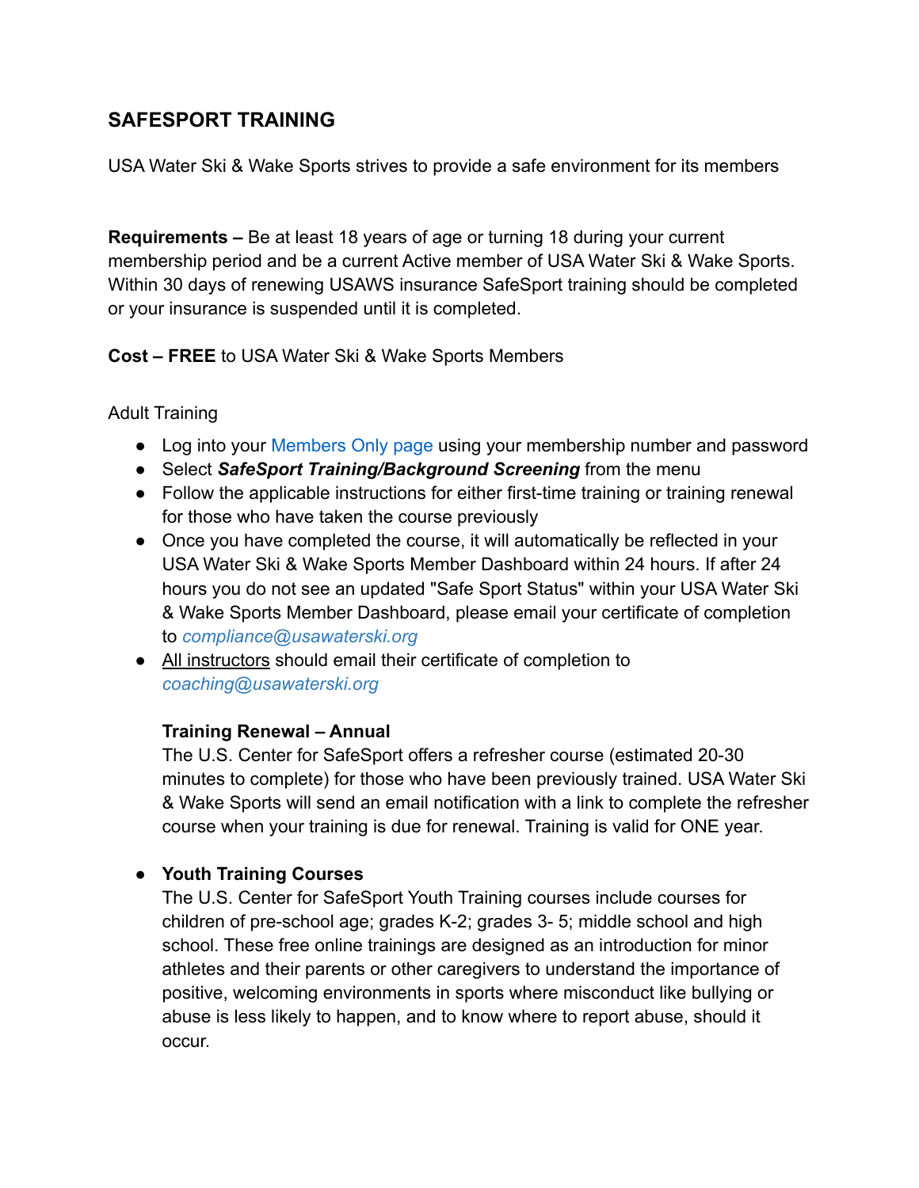## SAFESPORT TRAINING

USA Water Ski & Wake Sports strives to provide a safe environment for its members

**Requirements –** Be at least 18 years of age or turning 18 during your current membership period and be a current Active member of USA Water Ski & Wake Sports. Within 30 days of renewing USAWS insurance SafeSport training should be completed or your insurance is suspended until it is completed.

**Cost – FREE** to USA Water Ski & Wake Sports Members

Adult Training

- Log into your Members Only page using your membership number and password
- Select ***SafeSport Training/Background Screening*** from the menu
- Follow the applicable instructions for either first-time training or training renewal for those who have taken the course previously
- Once you have completed the course, it will automatically be reflected in your USA Water Ski & Wake Sports Member Dashboard within 24 hours. If after 24 hours you do not see an updated "Safe Sport Status" within your USA Water Ski & Wake Sports Member Dashboard, please email your certificate of completion to *compliance@usawaterski.org*
- All instructors should email their certificate of completion to *coaching@usawaterski.org*

  **Training Renewal – Annual**
  The U.S. Center for SafeSport offers a refresher course (estimated 20-30 minutes to complete) for those who have been previously trained. USA Water Ski & Wake Sports will send an email notification with a link to complete the refresher course when your training is due for renewal. Training is valid for ONE year.

- **Youth Training Courses**
  The U.S. Center for SafeSport Youth Training courses include courses for children of pre-school age; grades K-2; grades 3- 5; middle school and high school. These free online trainings are designed as an introduction for minor athletes and their parents or other caregivers to understand the importance of positive, welcoming environments in sports where misconduct like bullying or abuse is less likely to happen, and to know where to report abuse, should it occur.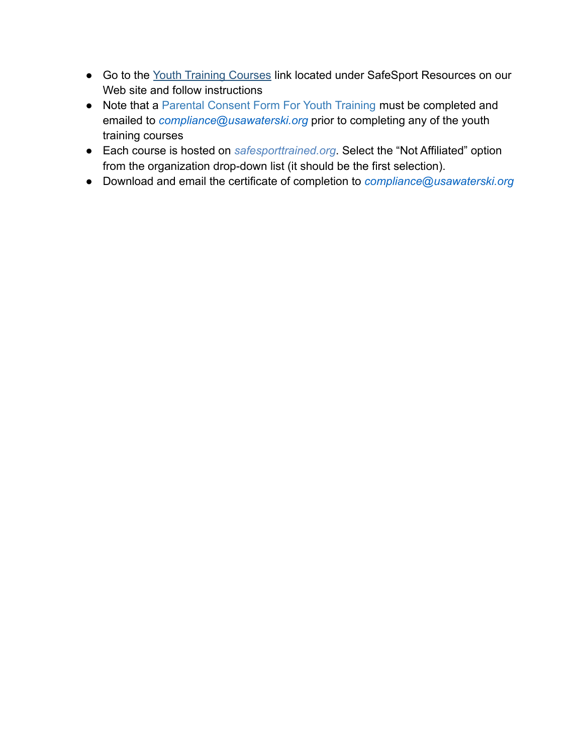- Go to the Youth Training Courses link located under SafeSport Resources on our Web site and follow instructions
- Note that a Parental Consent Form For Youth Training must be completed and emailed to *compliance@usawaterski.org* prior to completing any of the youth training courses
- Each course is hosted on *safesporttrained.org*. Select the “Not Affiliated” option from the organization drop-down list (it should be the first selection).
- Download and email the certificate of completion to *compliance@usawaterski.org*